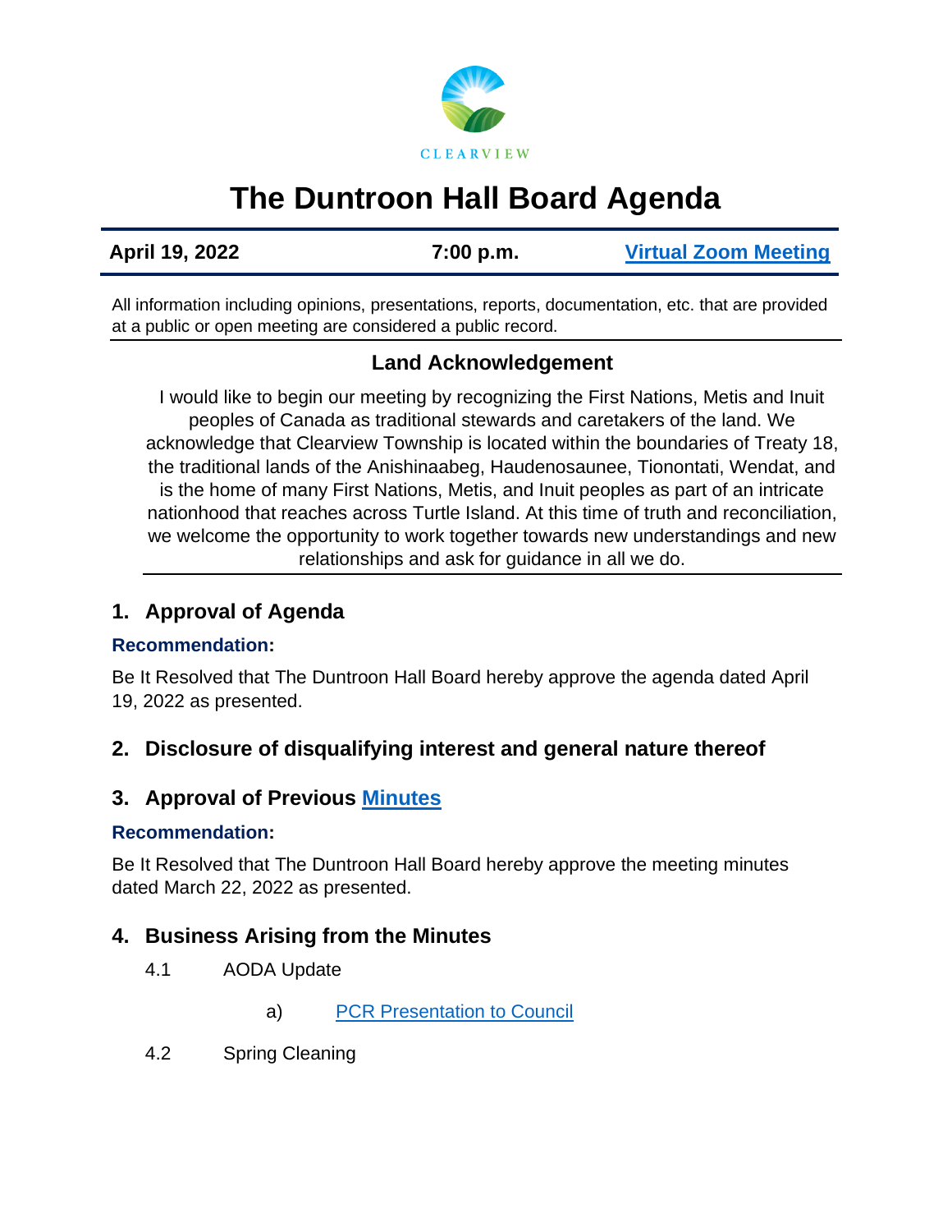CLEARVIEW

# The Duntroon Hall Board Agenda

**April 19, 2022** **7:00 p.m.** **Virtual Zoom Meeting**

All information including opinions, presentations, reports, documentation, etc. that are provided at a public or open meeting are considered a public record.

### Land Acknowledgement

I would like to begin our meeting by recognizing the First Nations, Metis and Inuit peoples of Canada as traditional stewards and caretakers of the land. We acknowledge that Clearview Township is located within the boundaries of Treaty 18, the traditional lands of the Anishinaabeg, Haudenosaunee, Tionontati, Wendat, and is the home of many First Nations, Metis, and Inuit peoples as part of an intricate nationhood that reaches across Turtle Island. At this time of truth and reconciliation, we welcome the opportunity to work together towards new understandings and new relationships and ask for guidance in all we do.

## 1. Approval of Agenda

**Recommendation:**

Be It Resolved that The Duntroon Hall Board hereby approve the agenda dated April 19, 2022 as presented.

## 2. Disclosure of disqualifying interest and general nature thereof

## 3. Approval of Previous Minutes

**Recommendation:**

Be It Resolved that The Duntroon Hall Board hereby approve the meeting minutes dated March 22, 2022 as presented.

## 4. Business Arising from the Minutes

4.1 AODA Update

a) PCR Presentation to Council

4.2 Spring Cleaning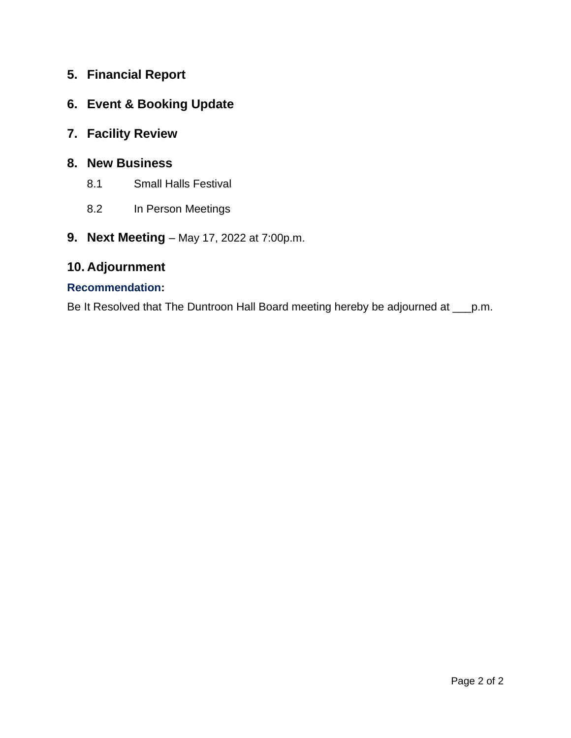## 5. Financial Report

## 6. Event & Booking Update

## 7. Facility Review

## 8. New Business

8.1 Small Halls Festival

8.2 In Person Meetings

## 9. Next Meeting – May 17, 2022 at 7:00p.m.

## 10. Adjournment

**Recommendation:**

Be It Resolved that The Duntroon Hall Board meeting hereby be adjourned at ___p.m.